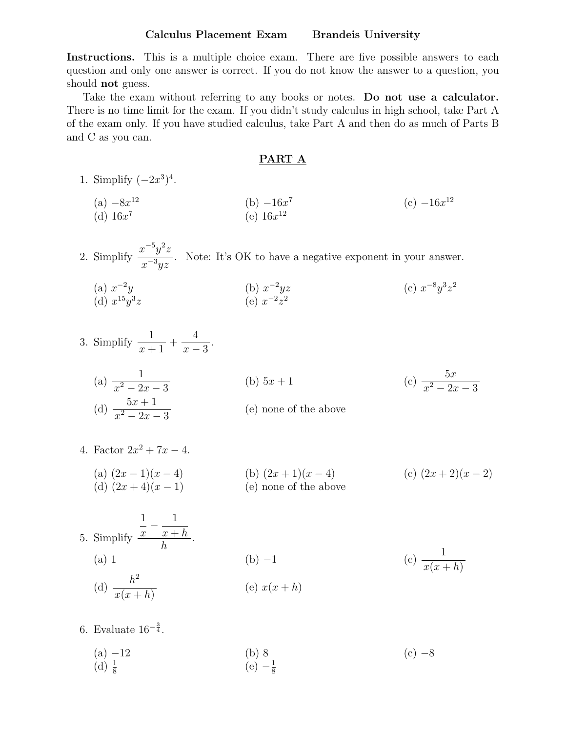# Calculus Placement Exam    Brandeis University

**Instructions.** This is a multiple choice exam. There are five possible answers to each question and only one answer is correct. If you do not know the answer to a question, you should **not** guess.

Take the exam without referring to any books or notes. **Do not use a calculator.** There is no time limit for the exam. If you didn't study calculus in high school, take Part A of the exam only. If you have studied calculus, take Part A and then do as much of Parts B and C as you can.

## PART A

1. Simplify $(-2x^3)^4$.

   (a) $-8x^{12}$  (b) $-16x^7$  (c) $-16x^{12}$
   (d) $16x^7$  (e) $16x^{12}$

2. Simplify $\dfrac{x^{-5}y^2z}{x^{-3}yz}$. Note: It's OK to have a negative exponent in your answer.

   (a) $x^{-2}y$  (b) $x^{-2}yz$  (c) $x^{-8}y^3z^2$
   (d) $x^{15}y^3z$  (e) $x^{-2}z^2$

3. Simplify $\dfrac{1}{x+1} + \dfrac{4}{x-3}$.

   (a) $\dfrac{1}{x^2-2x-3}$  (b) $5x+1$  (c) $\dfrac{5x}{x^2-2x-3}$
   (d) $\dfrac{5x+1}{x^2-2x-3}$  (e) none of the above

4. Factor $2x^2 + 7x - 4$.

   (a) $(2x-1)(x-4)$  (b) $(2x+1)(x-4)$  (c) $(2x+2)(x-2)$
   (d) $(2x+4)(x-1)$  (e) none of the above

5. Simplify $\dfrac{\frac{1}{x} - \frac{1}{x+h}}{h}$.

   (a) $1$  (b) $-1$  (c) $\dfrac{1}{x(x+h)}$
   (d) $\dfrac{h^2}{x(x+h)}$  (e) $x(x+h)$

6. Evaluate $16^{-\frac{3}{4}}$.

   (a) $-12$  (b) $8$  (c) $-8$
   (d) $\frac{1}{8}$  (e) $-\frac{1}{8}$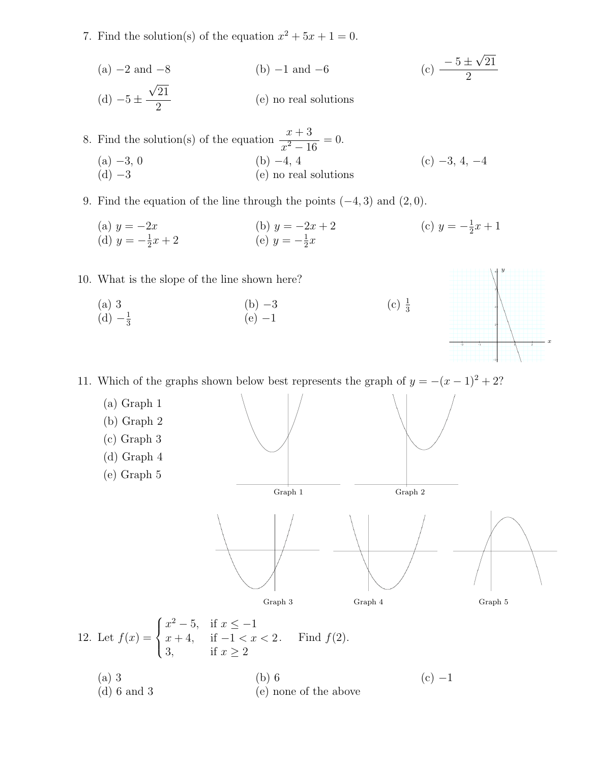7. Find the solution(s) of the equation $x^2 + 5x + 1 = 0$.

(a) $-2$ and $-8$ (b) $-1$ and $-6$ (c) $\dfrac{-5 \pm \sqrt{21}}{2}$

(d) $-5 \pm \dfrac{\sqrt{21}}{2}$ (e) no real solutions

8. Find the solution(s) of the equation $\dfrac{x+3}{x^2-16} = 0$.

(a) $-3$, $0$ (b) $-4$, $4$ (c) $-3$, $4$, $-4$

(d) $-3$ (e) no real solutions

9. Find the equation of the line through the points $(-4, 3)$ and $(2, 0)$.

(a) $y = -2x$ (b) $y = -2x + 2$ (c) $y = -\frac{1}{2}x + 1$

(d) $y = -\frac{1}{2}x + 2$ (e) $y = -\frac{1}{2}x$

10. What is the slope of the line shown here?

(a) $3$ (b) $-3$ (c) $\frac{1}{3}$

(d) $-\frac{1}{3}$ (e) $-1$

11. Which of the graphs shown below best represents the graph of $y = -(x-1)^2 + 2$?

(a) Graph 1

(b) Graph 2

(c) Graph 3

(d) Graph 4

(e) Graph 5

Graph 1 Graph 2

Graph 3 Graph 4 Graph 5

12. Let $f(x) = \begin{cases} x^2 - 5, & \text{if } x \leq -1 \\ x + 4, & \text{if } -1 < x < 2 \\ 3, & \text{if } x \geq 2 \end{cases}$. Find $f(2)$.

(a) $3$ (b) $6$ (c) $-1$

(d) $6$ and $3$ (e) none of the above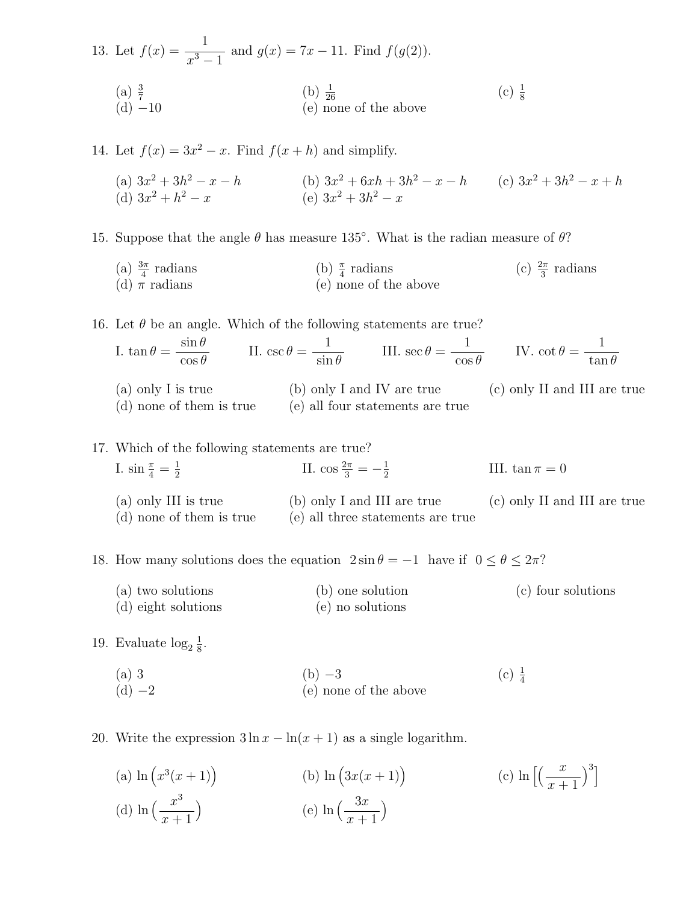13. Let $f(x) = \dfrac{1}{x^3 - 1}$ and $g(x) = 7x - 11$. Find $f(g(2))$.

(a) $\frac{3}{7}$ (b) $\frac{1}{26}$ (c) $\frac{1}{8}$
(d) $-10$ (e) none of the above

14. Let $f(x) = 3x^2 - x$. Find $f(x+h)$ and simplify.

(a) $3x^2 + 3h^2 - x - h$ (b) $3x^2 + 6xh + 3h^2 - x - h$ (c) $3x^2 + 3h^2 - x + h$
(d) $3x^2 + h^2 - x$ (e) $3x^2 + 3h^2 - x$

15. Suppose that the angle $\theta$ has measure $135°$. What is the radian measure of $\theta$?

(a) $\frac{3\pi}{4}$ radians (b) $\frac{\pi}{4}$ radians (c) $\frac{2\pi}{3}$ radians
(d) $\pi$ radians (e) none of the above

16. Let $\theta$ be an angle. Which of the following statements are true?

I. $\tan\theta = \dfrac{\sin\theta}{\cos\theta}$ II. $\csc\theta = \dfrac{1}{\sin\theta}$ III. $\sec\theta = \dfrac{1}{\cos\theta}$ IV. $\cot\theta = \dfrac{1}{\tan\theta}$

(a) only I is true (b) only I and IV are true (c) only II and III are true
(d) none of them is true (e) all four statements are true

17. Which of the following statements are true?

I. $\sin\frac{\pi}{4} = \frac{1}{2}$ II. $\cos\frac{2\pi}{3} = -\frac{1}{2}$ III. $\tan\pi = 0$

(a) only III is true (b) only I and III are true (c) only II and III are true
(d) none of them is true (e) all three statements are true

18. How many solutions does the equation $2\sin\theta = -1$ have if $0 \le \theta \le 2\pi$?

(a) two solutions (b) one solution (c) four solutions
(d) eight solutions (e) no solutions

19. Evaluate $\log_2 \frac{1}{8}$.

(a) $3$ (b) $-3$ (c) $\frac{1}{4}$
(d) $-2$ (e) none of the above

20. Write the expression $3\ln x - \ln(x+1)$ as a single logarithm.

(a) $\ln\left(x^3(x+1)\right)$ (b) $\ln\left(3x(x+1)\right)$ (c) $\ln\left[\left(\dfrac{x}{x+1}\right)^3\right]$
(d) $\ln\left(\dfrac{x^3}{x+1}\right)$ (e) $\ln\left(\dfrac{3x}{x+1}\right)$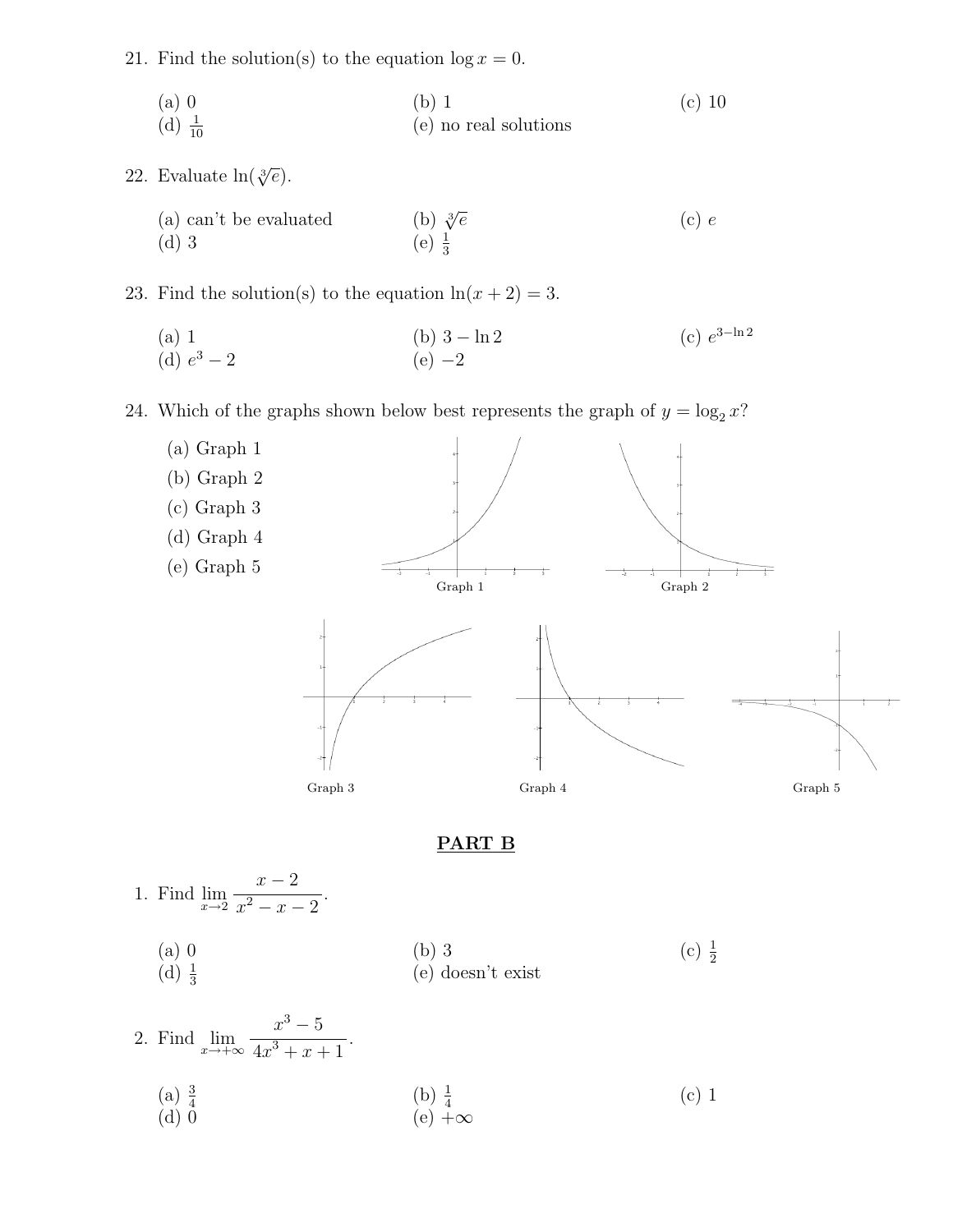21. Find the solution(s) to the equation $\log x = 0$.

(a) 0 (b) 1 (c) 10
(d) $\frac{1}{10}$ (e) no real solutions

22. Evaluate $\ln(\sqrt[3]{e})$.

(a) can't be evaluated (b) $\sqrt[3]{e}$ (c) $e$
(d) 3 (e) $\frac{1}{3}$

23. Find the solution(s) to the equation $\ln(x + 2) = 3$.

(a) 1 (b) $3 - \ln 2$ (c) $e^{3-\ln 2}$
(d) $e^3 - 2$ (e) $-2$

24. Which of the graphs shown below best represents the graph of $y = \log_2 x$?

(a) Graph 1
(b) Graph 2
(c) Graph 3
(d) Graph 4
(e) Graph 5

Graph 1 Graph 2

Graph 3 Graph 4 Graph 5

## PART B

1. Find $\displaystyle\lim_{x\to 2} \frac{x-2}{x^2 - x - 2}$.

(a) 0 (b) 3 (c) $\frac{1}{2}$
(d) $\frac{1}{3}$ (e) doesn't exist

2. Find $\displaystyle\lim_{x\to +\infty} \frac{x^3 - 5}{4x^3 + x + 1}$.

(a) $\frac{3}{4}$ (b) $\frac{1}{4}$ (c) 1
(d) 0 (e) $+\infty$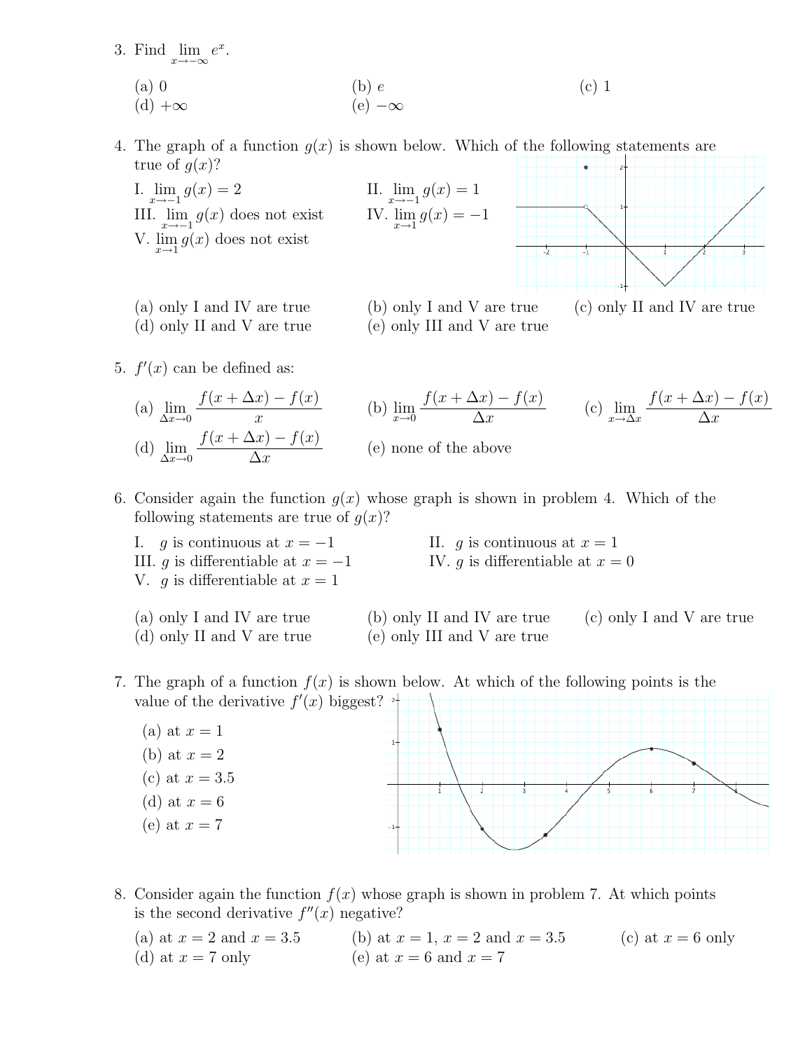3. Find $\lim_{x\to-\infty} e^x$.

(a) 0 (b) $e$ (c) 1
(d) $+\infty$ (e) $-\infty$

4. The graph of a function $g(x)$ is shown below. Which of the following statements are true of $g(x)$?

I. $\lim_{x\to-1} g(x) = 2$
II. $\lim_{x\to-1} g(x) = 1$
III. $\lim_{x\to-1} g(x)$ does not exist
IV. $\lim_{x\to1} g(x) = -1$
V. $\lim_{x\to1} g(x)$ does not exist

(a) only I and IV are true (b) only I and V are true (c) only II and IV are true
(d) only II and V are true (e) only III and V are true

5. $f'(x)$ can be defined as:

(a) $\lim_{\Delta x\to0} \frac{f(x+\Delta x)-f(x)}{x}$
(b) $\lim_{x\to0} \frac{f(x+\Delta x)-f(x)}{\Delta x}$
(c) $\lim_{x\to\Delta x} \frac{f(x+\Delta x)-f(x)}{\Delta x}$
(d) $\lim_{\Delta x\to0} \frac{f(x+\Delta x)-f(x)}{\Delta x}$
(e) none of the above

6. Consider again the function $g(x)$ whose graph is shown in problem 4. Which of the following statements are true of $g(x)$?

I. $g$ is continuous at $x = -1$
II. $g$ is continuous at $x = 1$
III. $g$ is differentiable at $x = -1$
IV. $g$ is differentiable at $x = 0$
V. $g$ is differentiable at $x = 1$

(a) only I and IV are true (b) only II and IV are true (c) only I and V are true
(d) only II and V are true (e) only III and V are true

7. The graph of a function $f(x)$ is shown below. At which of the following points is the value of the derivative $f'(x)$ biggest?

(a) at $x = 1$
(b) at $x = 2$
(c) at $x = 3.5$
(d) at $x = 6$
(e) at $x = 7$

8. Consider again the function $f(x)$ whose graph is shown in problem 7. At which points is the second derivative $f''(x)$ negative?

(a) at $x = 2$ and $x = 3.5$ (b) at $x = 1$, $x = 2$ and $x = 3.5$ (c) at $x = 6$ only
(d) at $x = 7$ only (e) at $x = 6$ and $x = 7$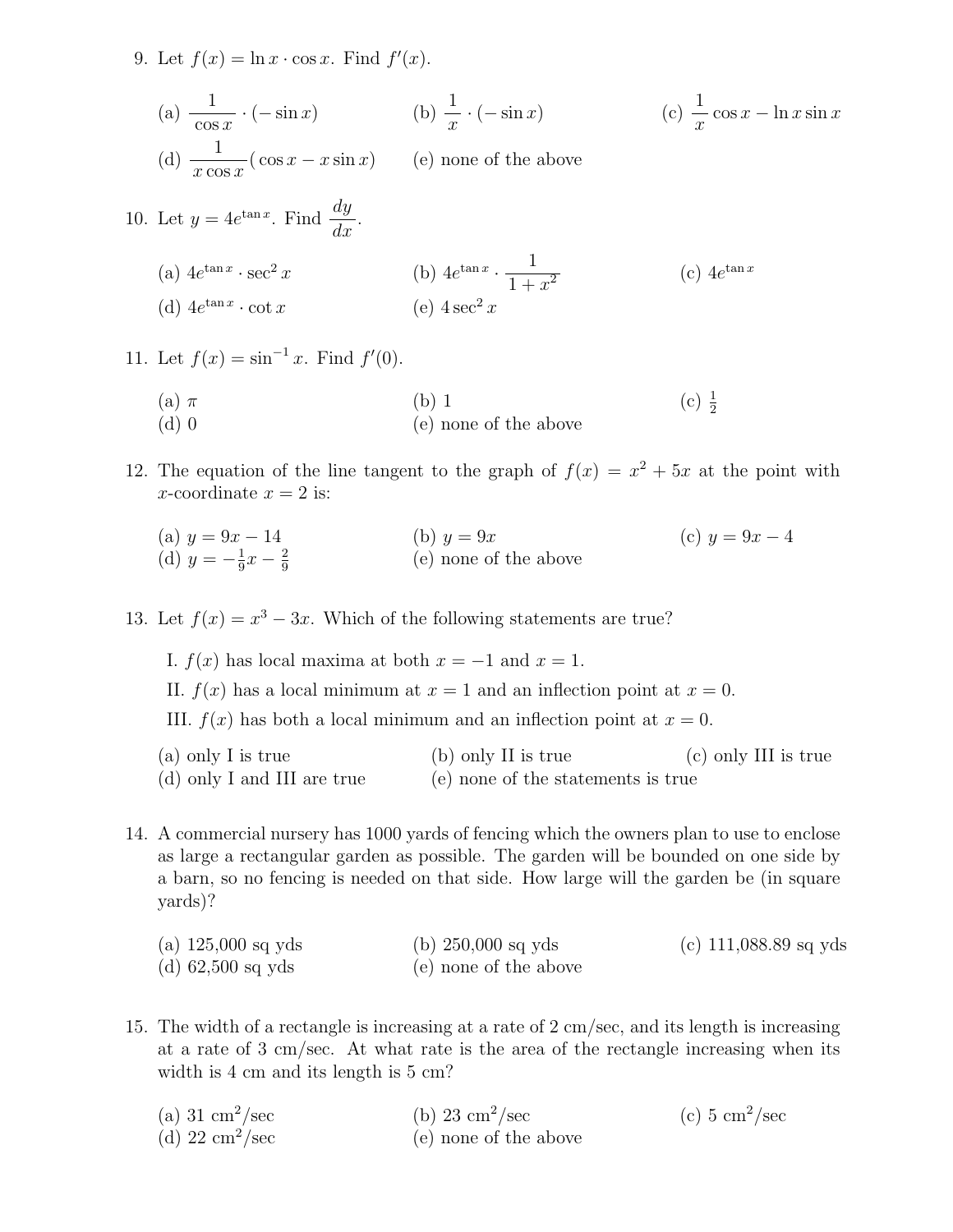9. Let $f(x) = \ln x \cdot \cos x$. Find $f'(x)$.

(a) $\dfrac{1}{\cos x} \cdot (-\sin x)$ (b) $\dfrac{1}{x} \cdot (-\sin x)$ (c) $\dfrac{1}{x} \cos x - \ln x \sin x$

(d) $\dfrac{1}{x \cos x}(\cos x - x \sin x)$ (e) none of the above

10. Let $y = 4e^{\tan x}$. Find $\dfrac{dy}{dx}$.

(a) $4e^{\tan x} \cdot \sec^2 x$ (b) $4e^{\tan x} \cdot \dfrac{1}{1+x^2}$ (c) $4e^{\tan x}$

(d) $4e^{\tan x} \cdot \cot x$ (e) $4 \sec^2 x$

11. Let $f(x) = \sin^{-1} x$. Find $f'(0)$.

(a) $\pi$ (b) 1 (c) $\frac{1}{2}$

(d) 0 (e) none of the above

12. The equation of the line tangent to the graph of $f(x) = x^2 + 5x$ at the point with $x$-coordinate $x = 2$ is:

(a) $y = 9x - 14$ (b) $y = 9x$ (c) $y = 9x - 4$

(d) $y = -\frac{1}{9}x - \frac{2}{9}$ (e) none of the above

13. Let $f(x) = x^3 - 3x$. Which of the following statements are true?

I. $f(x)$ has local maxima at both $x = -1$ and $x = 1$.

II. $f(x)$ has a local minimum at $x = 1$ and an inflection point at $x = 0$.

III. $f(x)$ has both a local minimum and an inflection point at $x = 0$.

(a) only I is true (b) only II is true (c) only III is true

(d) only I and III are true (e) none of the statements is true

14. A commercial nursery has 1000 yards of fencing which the owners plan to use to enclose as large a rectangular garden as possible. The garden will be bounded on one side by a barn, so no fencing is needed on that side. How large will the garden be (in square yards)?

(a) 125,000 sq yds (b) 250,000 sq yds (c) 111,088.89 sq yds

(d) 62,500 sq yds (e) none of the above

15. The width of a rectangle is increasing at a rate of 2 cm/sec, and its length is increasing at a rate of 3 cm/sec. At what rate is the area of the rectangle increasing when its width is 4 cm and its length is 5 cm?

(a) 31 $\text{cm}^2$/sec (b) 23 $\text{cm}^2$/sec (c) 5 $\text{cm}^2$/sec

(d) 22 $\text{cm}^2$/sec (e) none of the above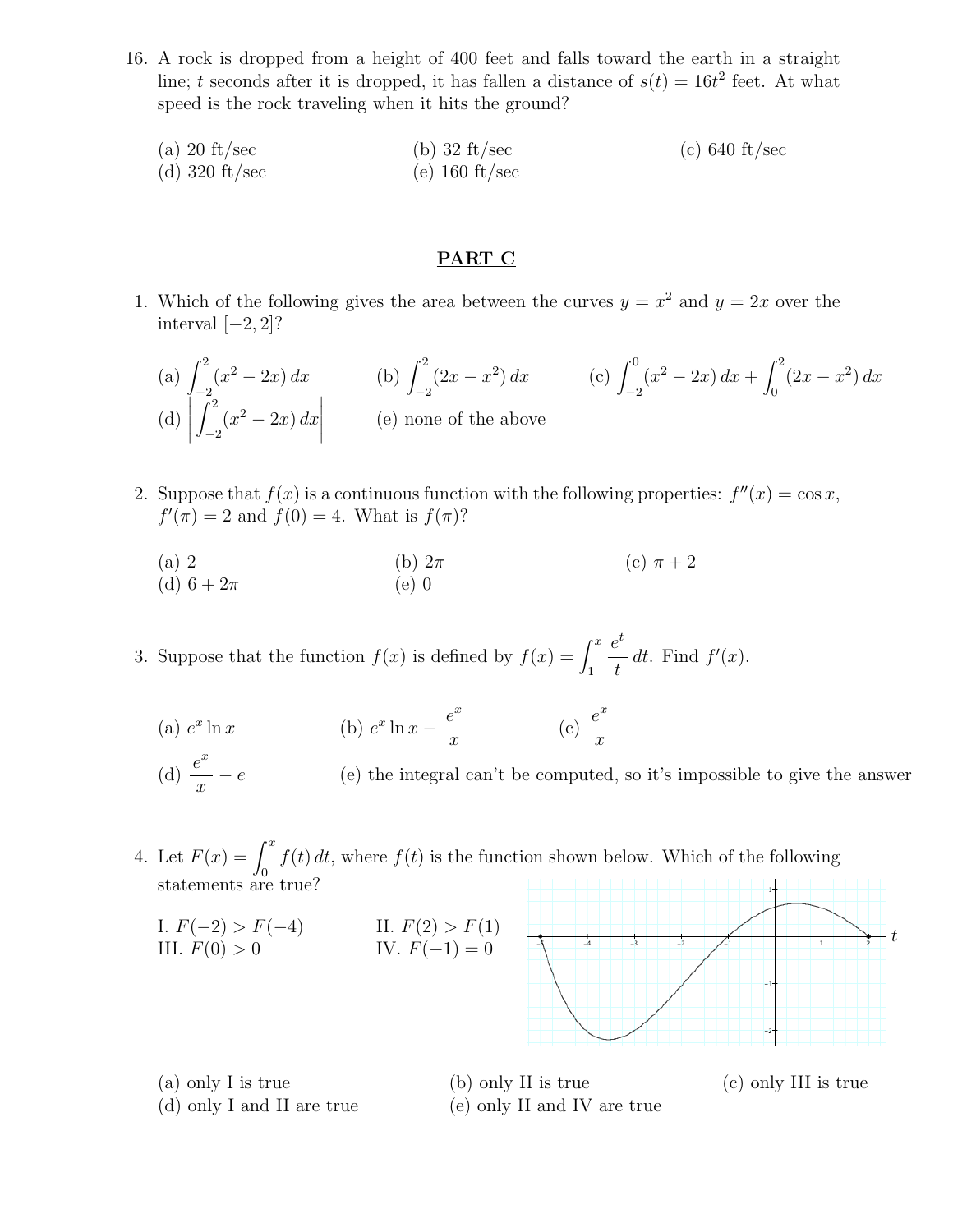16. A rock is dropped from a height of 400 feet and falls toward the earth in a straight line; $t$ seconds after it is dropped, it has fallen a distance of $s(t) = 16t^2$ feet. At what speed is the rock traveling when it hits the ground?

   (a) 20 ft/sec
   (b) 32 ft/sec
   (c) 640 ft/sec
   (d) 320 ft/sec
   (e) 160 ft/sec

## PART C

1. Which of the following gives the area between the curves $y = x^2$ and $y = 2x$ over the interval $[-2, 2]$?

   (a) $\int_{-2}^{2}(x^2 - 2x)\,dx$
   (b) $\int_{-2}^{2}(2x - x^2)\,dx$
   (c) $\int_{-2}^{0}(x^2 - 2x)\,dx + \int_{0}^{2}(2x - x^2)\,dx$
   (d) $\left|\int_{-2}^{2}(x^2 - 2x)\,dx\right|$
   (e) none of the above

2. Suppose that $f(x)$ is a continuous function with the following properties: $f''(x) = \cos x$, $f'(\pi) = 2$ and $f(0) = 4$. What is $f(\pi)$?

   (a) 2
   (b) $2\pi$
   (c) $\pi + 2$
   (d) $6 + 2\pi$
   (e) 0

3. Suppose that the function $f(x)$ is defined by $f(x) = \int_1^x \frac{e^t}{t}\,dt$. Find $f'(x)$.

   (a) $e^x \ln x$
   (b) $e^x \ln x - \frac{e^x}{x}$
   (c) $\frac{e^x}{x}$
   (d) $\frac{e^x}{x} - e$
   (e) the integral can't be computed, so it's impossible to give the answer

4. Let $F(x) = \int_0^x f(t)\,dt$, where $f(t)$ is the function shown below. Which of the following statements are true?

   I. $F(-2) > F(-4)$
   II. $F(2) > F(1)$
   III. $F(0) > 0$
   IV. $F(-1) = 0$

   (a) only I is true
   (b) only II is true
   (c) only III is true
   (d) only I and II are true
   (e) only II and IV are true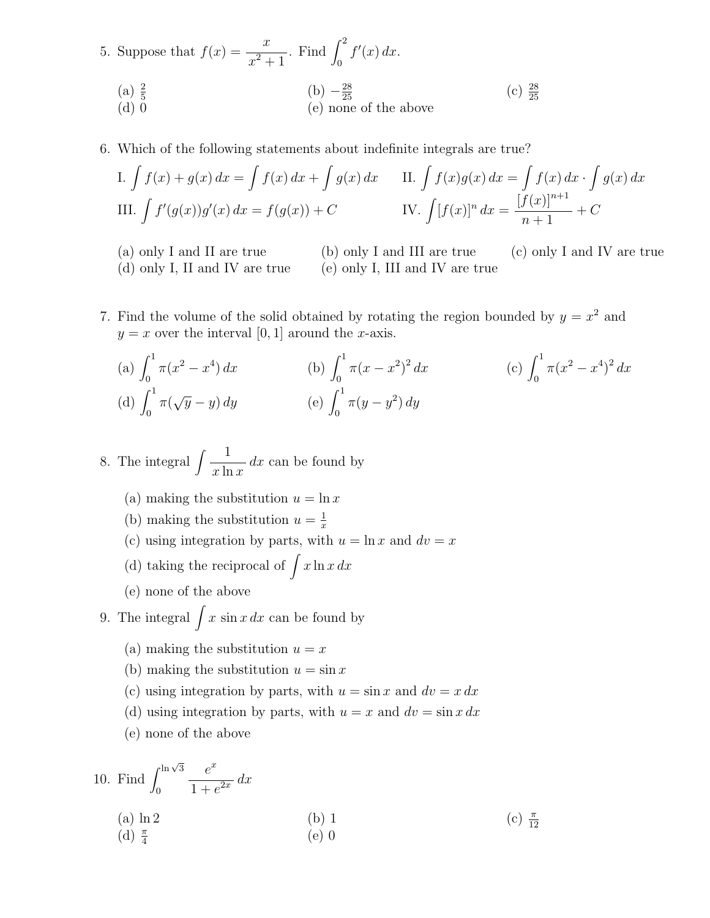5. Suppose that $f(x) = \dfrac{x}{x^2+1}$. Find $\displaystyle\int_0^2 f'(x)\,dx$.

(a) $\frac{2}{5}$ (b) $-\frac{28}{25}$ (c) $\frac{28}{25}$
(d) 0 (e) none of the above

6. Which of the following statements about indefinite integrals are true?

I. $\displaystyle\int f(x) + g(x)\,dx = \int f(x)\,dx + \int g(x)\,dx$ II. $\displaystyle\int f(x)g(x)\,dx = \int f(x)\,dx \cdot \int g(x)\,dx$

III. $\displaystyle\int f'(g(x))g'(x)\,dx = f(g(x)) + C$ IV. $\displaystyle\int [f(x)]^n\,dx = \frac{[f(x)]^{n+1}}{n+1} + C$

(a) only I and II are true (b) only I and III are true (c) only I and IV are true
(d) only I, II and IV are true (e) only I, III and IV are true

7. Find the volume of the solid obtained by rotating the region bounded by $y = x^2$ and $y = x$ over the interval $[0, 1]$ around the $x$-axis.

(a) $\displaystyle\int_0^1 \pi(x^2 - x^4)\,dx$ (b) $\displaystyle\int_0^1 \pi(x - x^2)^2\,dx$ (c) $\displaystyle\int_0^1 \pi(x^2 - x^4)^2\,dx$
(d) $\displaystyle\int_0^1 \pi(\sqrt{y} - y)\,dy$ (e) $\displaystyle\int_0^1 \pi(y - y^2)\,dy$

8. The integral $\displaystyle\int \frac{1}{x \ln x}\,dx$ can be found by

(a) making the substitution $u = \ln x$
(b) making the substitution $u = \frac{1}{x}$
(c) using integration by parts, with $u = \ln x$ and $dv = x$
(d) taking the reciprocal of $\displaystyle\int x \ln x\,dx$
(e) none of the above

9. The integral $\displaystyle\int x \sin x\,dx$ can be found by

(a) making the substitution $u = x$
(b) making the substitution $u = \sin x$
(c) using integration by parts, with $u = \sin x$ and $dv = x\,dx$
(d) using integration by parts, with $u = x$ and $dv = \sin x\,dx$
(e) none of the above

10. Find $\displaystyle\int_0^{\ln\sqrt{3}} \frac{e^x}{1 + e^{2x}}\,dx$

(a) $\ln 2$ (b) 1 (c) $\frac{\pi}{12}$
(d) $\frac{\pi}{4}$ (e) 0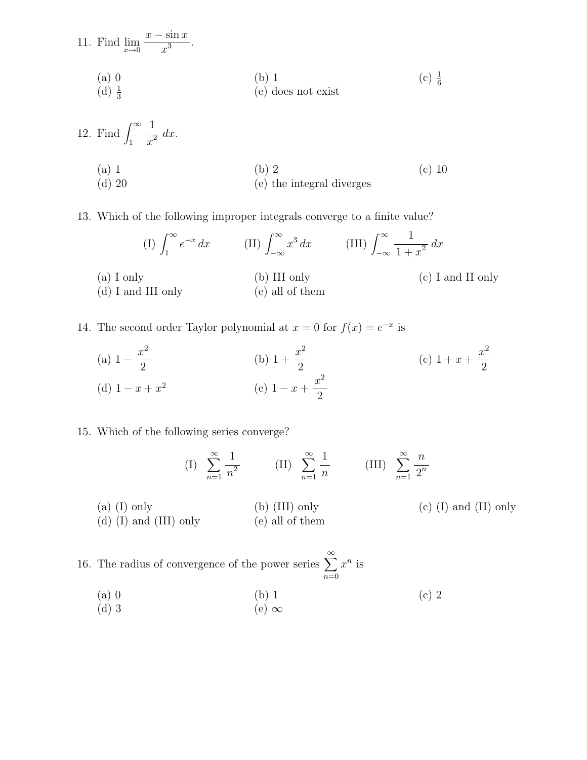11. Find $\lim_{x \to 0} \dfrac{x - \sin x}{x^3}$.

(a) 0 (b) 1 (c) $\frac{1}{6}$
(d) $\frac{1}{3}$ (e) does not exist

12. Find $\displaystyle\int_1^\infty \frac{1}{x^2}\,dx$.

(a) 1 (b) 2 (c) 10
(d) 20 (e) the integral diverges

13. Which of the following improper integrals converge to a finite value?

$$\text{(I)} \int_1^\infty e^{-x}\,dx \qquad \text{(II)} \int_{-\infty}^\infty x^3\,dx \qquad \text{(III)} \int_{-\infty}^\infty \frac{1}{1+x^2}\,dx$$

(a) I only (b) III only (c) I and II only
(d) I and III only (e) all of them

14. The second order Taylor polynomial at $x = 0$ for $f(x) = e^{-x}$ is

(a) $1 - \dfrac{x^2}{2}$ (b) $1 + \dfrac{x^2}{2}$ (c) $1 + x + \dfrac{x^2}{2}$
(d) $1 - x + x^2$ (e) $1 - x + \dfrac{x^2}{2}$

15. Which of the following series converge?

$$\text{(I)} \sum_{n=1}^\infty \frac{1}{n^2} \qquad \text{(II)} \sum_{n=1}^\infty \frac{1}{n} \qquad \text{(III)} \sum_{n=1}^\infty \frac{n}{2^n}$$

(a) (I) only (b) (III) only (c) (I) and (II) only
(d) (I) and (III) only (e) all of them

16. The radius of convergence of the power series $\displaystyle\sum_{n=0}^\infty x^n$ is

(a) 0 (b) 1 (c) 2
(d) 3 (e) $\infty$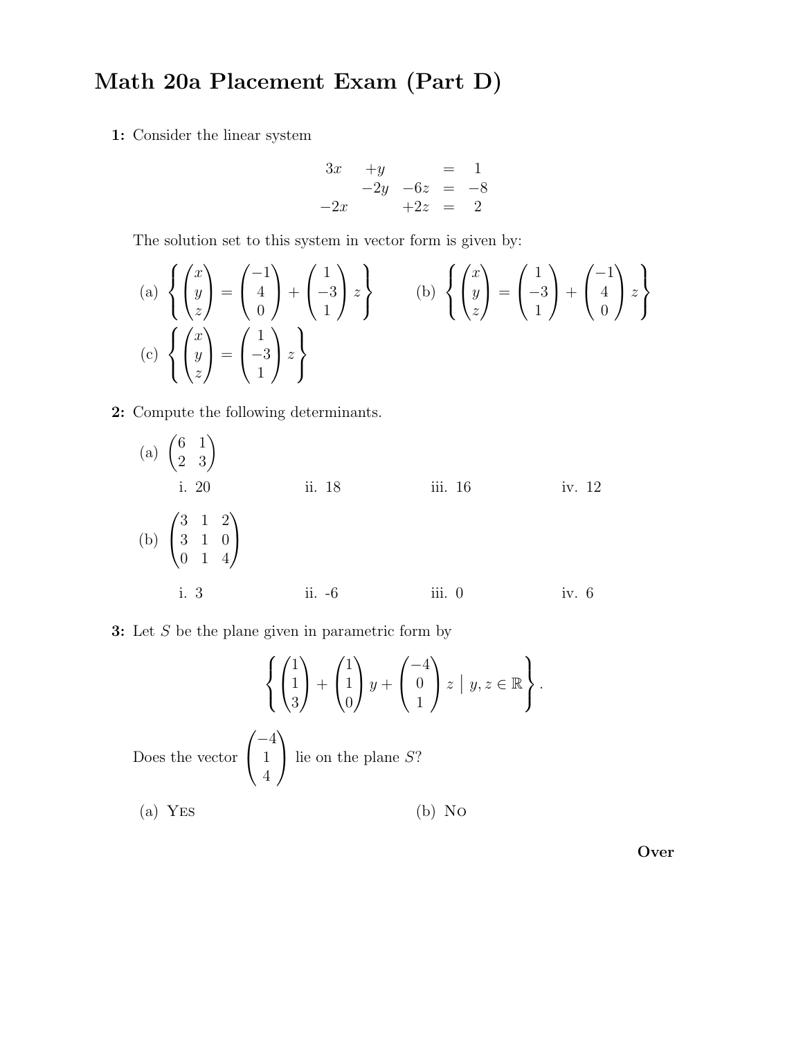# Math 20a Placement Exam (Part D)

**1:** Consider the linear system

$$\begin{array}{rrrcr} 3x & +y & & = & 1 \\ & -2y & -6z & = & -8 \\ -2x & & +2z & = & 2 \end{array}$$

The solution set to this system in vector form is given by:

(a) $\left\{ \begin{pmatrix} x \\ y \\ z \end{pmatrix} = \begin{pmatrix} -1 \\ 4 \\ 0 \end{pmatrix} + \begin{pmatrix} 1 \\ -3 \\ 1 \end{pmatrix} z \right\}$ (b) $\left\{ \begin{pmatrix} x \\ y \\ z \end{pmatrix} = \begin{pmatrix} 1 \\ -3 \\ 1 \end{pmatrix} + \begin{pmatrix} -1 \\ 4 \\ 0 \end{pmatrix} z \right\}$

(c) $\left\{ \begin{pmatrix} x \\ y \\ z \end{pmatrix} = \begin{pmatrix} 1 \\ -3 \\ 1 \end{pmatrix} z \right\}$

**2:** Compute the following determinants.

(a) $\begin{pmatrix} 6 & 1 \\ 2 & 3 \end{pmatrix}$

i. 20 ii. 18 iii. 16 iv. 12

(b) $\begin{pmatrix} 3 & 1 & 2 \\ 3 & 1 & 0 \\ 0 & 1 & 4 \end{pmatrix}$

i. 3 ii. -6 iii. 0 iv. 6

**3:** Let $S$ be the plane given in parametric form by

$$\left\{ \begin{pmatrix} 1 \\ 1 \\ 3 \end{pmatrix} + \begin{pmatrix} 1 \\ 1 \\ 0 \end{pmatrix} y + \begin{pmatrix} -4 \\ 0 \\ 1 \end{pmatrix} z \;\middle|\; y, z \in \mathbb{R} \right\}.$$

Does the vector $\begin{pmatrix} -4 \\ 1 \\ 4 \end{pmatrix}$ lie on the plane $S$?

(a) Yes (b) No

**Over**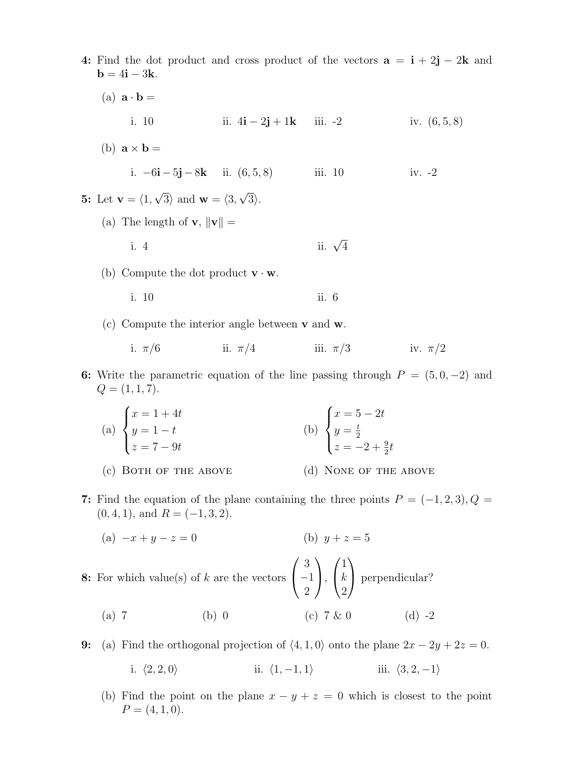**4:** Find the dot product and cross product of the vectors $\mathbf{a} = \mathbf{i} + 2\mathbf{j} - 2\mathbf{k}$ and $\mathbf{b} = 4\mathbf{i} - 3\mathbf{k}$.

(a) $\mathbf{a} \cdot \mathbf{b} =$

i. 10 &emsp; ii. $4\mathbf{i} - 2\mathbf{j} + 1\mathbf{k}$ &emsp; iii. -2 &emsp; iv. $(6, 5, 8)$

(b) $\mathbf{a} \times \mathbf{b} =$

i. $-6\mathbf{i} - 5\mathbf{j} - 8\mathbf{k}$ &emsp; ii. $(6, 5, 8)$ &emsp; iii. 10 &emsp; iv. -2

**5:** Let $\mathbf{v} = \langle 1, \sqrt{3} \rangle$ and $\mathbf{w} = \langle 3, \sqrt{3} \rangle$.

(a) The length of $\mathbf{v}$, $\|\mathbf{v}\| =$

i. 4 &emsp; ii. $\sqrt{4}$

(b) Compute the dot product $\mathbf{v} \cdot \mathbf{w}$.

i. 10 &emsp; ii. 6

(c) Compute the interior angle between $\mathbf{v}$ and $\mathbf{w}$.

i. $\pi/6$ &emsp; ii. $\pi/4$ &emsp; iii. $\pi/3$ &emsp; iv. $\pi/2$

**6:** Write the parametric equation of the line passing through $P = (5, 0, -2)$ and $Q = (1, 1, 7)$.

(a) $\begin{cases} x = 1 + 4t \\ y = 1 - t \\ z = 7 - 9t \end{cases}$ &emsp; (b) $\begin{cases} x = 5 - 2t \\ y = \frac{t}{2} \\ z = -2 + \frac{9}{2}t \end{cases}$

(c) Both of the above &emsp; (d) None of the above

**7:** Find the equation of the plane containing the three points $P = (-1, 2, 3), Q = (0, 4, 1)$, and $R = (-1, 3, 2)$.

(a) $-x + y - z = 0$ &emsp; (b) $y + z = 5$

**8:** For which value(s) of $k$ are the vectors $\begin{pmatrix} 3 \\ -1 \\ 2 \end{pmatrix}, \begin{pmatrix} 1 \\ k \\ 2 \end{pmatrix}$ perpendicular?

(a) 7 &emsp; (b) 0 &emsp; (c) 7 & 0 &emsp; (d) -2

**9:** (a) Find the orthogonal projection of $\langle 4, 1, 0 \rangle$ onto the plane $2x - 2y + 2z = 0$.

i. $\langle 2, 2, 0 \rangle$ &emsp; ii. $\langle 1, -1, 1 \rangle$ &emsp; iii. $\langle 3, 2, -1 \rangle$

(b) Find the point on the plane $x - y + z = 0$ which is closest to the point $P = (4, 1, 0)$.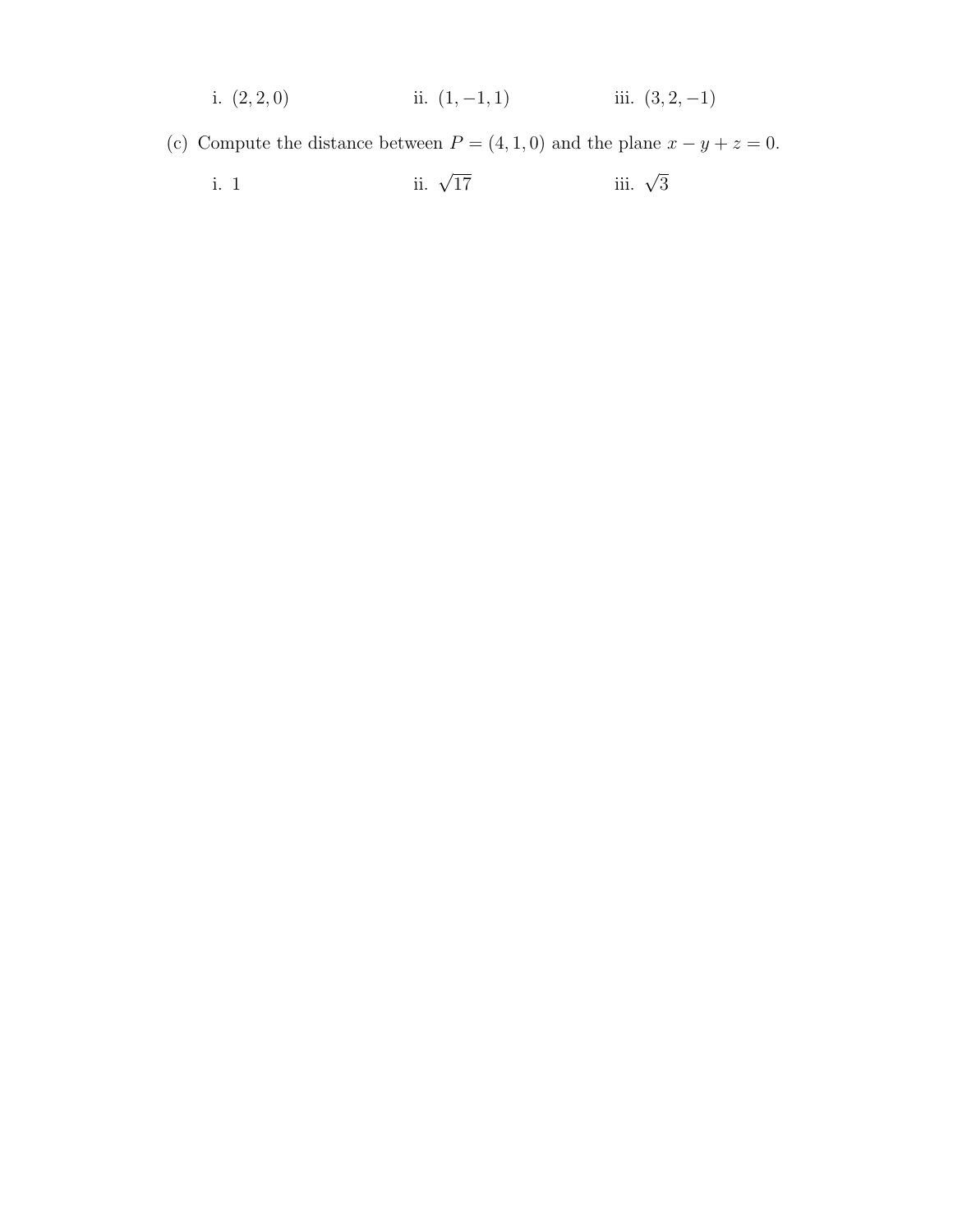i. $(2, 2, 0)$ &nbsp;&nbsp;&nbsp;&nbsp; ii. $(1, -1, 1)$ &nbsp;&nbsp;&nbsp;&nbsp; iii. $(3, 2, -1)$

(c) Compute the distance between $P = (4, 1, 0)$ and the plane $x - y + z = 0$.

i. $1$ &nbsp;&nbsp;&nbsp;&nbsp; ii. $\sqrt{17}$ &nbsp;&nbsp;&nbsp;&nbsp; iii. $\sqrt{3}$